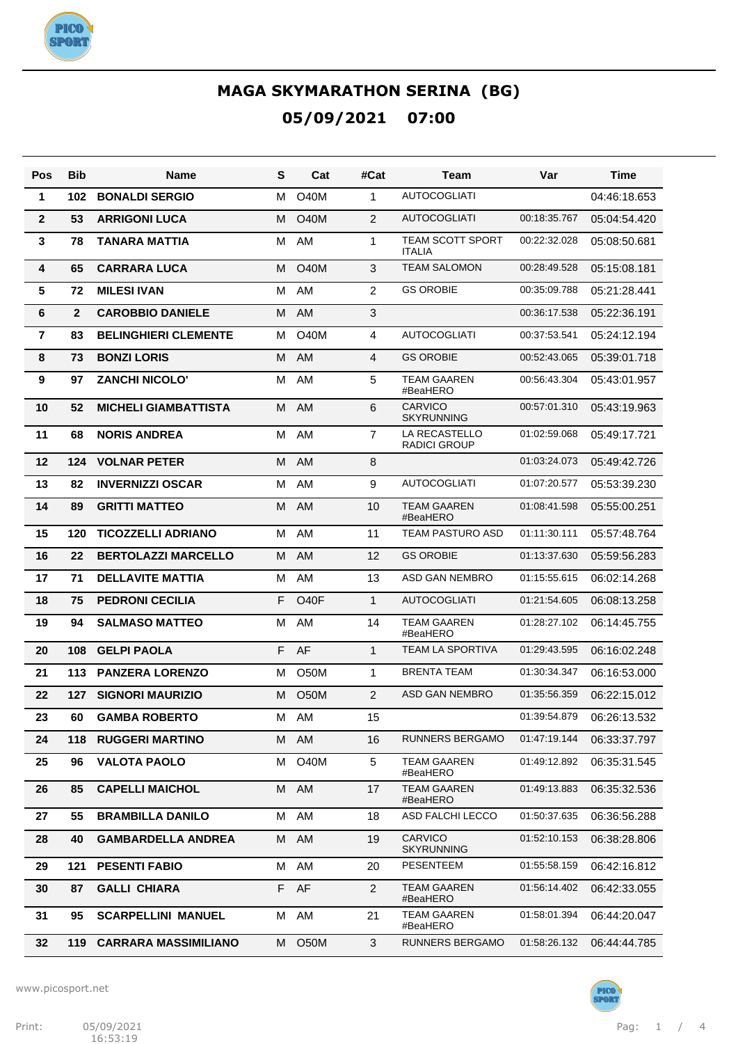# MAGA SKYMARATHON SERINA (BG)

## 05/09/2021 07:00

| Pos | Bib | Name | S | Cat | #Cat | Team | Var | Time |
|---|---|---|---|---|---|---|---|---|
| 1 | 102 | BONALDI SERGIO | M | O40M | 1 | AUTOCOGLIATI | | 04:46:18.653 |
| 2 | 53 | ARRIGONI LUCA | M | O40M | 2 | AUTOCOGLIATI | 00:18:35.767 | 05:04:54.420 |
| 3 | 78 | TANARA MATTIA | M | AM | 1 | TEAM SCOTT SPORT ITALIA | 00:22:32.028 | 05:08:50.681 |
| 4 | 65 | CARRARA LUCA | M | O40M | 3 | TEAM SALOMON | 00:28:49.528 | 05:15:08.181 |
| 5 | 72 | MILESI IVAN | M | AM | 2 | GS OROBIE | 00:35:09.788 | 05:21:28.441 |
| 6 | 2 | CAROBBIO DANIELE | M | AM | 3 | | 00:36:17.538 | 05:22:36.191 |
| 7 | 83 | BELINGHIERI CLEMENTE | M | O40M | 4 | AUTOCOGLIATI | 00:37:53.541 | 05:24:12.194 |
| 8 | 73 | BONZI LORIS | M | AM | 4 | GS OROBIE | 00:52:43.065 | 05:39:01.718 |
| 9 | 97 | ZANCHI NICOLO' | M | AM | 5 | TEAM GAAREN #BeaHERO | 00:56:43.304 | 05:43:01.957 |
| 10 | 52 | MICHELI GIAMBATTISTA | M | AM | 6 | CARVICO SKYRUNNING | 00:57:01.310 | 05:43:19.963 |
| 11 | 68 | NORIS ANDREA | M | AM | 7 | LA RECASTELLO RADICI GROUP | 01:02:59.068 | 05:49:17.721 |
| 12 | 124 | VOLNAR PETER | M | AM | 8 | | 01:03:24.073 | 05:49:42.726 |
| 13 | 82 | INVERNIZZI OSCAR | M | AM | 9 | AUTOCOGLIATI | 01:07:20.577 | 05:53:39.230 |
| 14 | 89 | GRITTI MATTEO | M | AM | 10 | TEAM GAAREN #BeaHERO | 01:08:41.598 | 05:55:00.251 |
| 15 | 120 | TICOZZELLI ADRIANO | M | AM | 11 | TEAM PASTURO ASD | 01:11:30.111 | 05:57:48.764 |
| 16 | 22 | BERTOLAZZI MARCELLO | M | AM | 12 | GS OROBIE | 01:13:37.630 | 05:59:56.283 |
| 17 | 71 | DELLAVITE MATTIA | M | AM | 13 | ASD GAN NEMBRO | 01:15:55.615 | 06:02:14.268 |
| 18 | 75 | PEDRONI CECILIA | F | O40F | 1 | AUTOCOGLIATI | 01:21:54.605 | 06:08:13.258 |
| 19 | 94 | SALMASO MATTEO | M | AM | 14 | TEAM GAAREN #BeaHERO | 01:28:27.102 | 06:14:45.755 |
| 20 | 108 | GELPI PAOLA | F | AF | 1 | TEAM LA SPORTIVA | 01:29:43.595 | 06:16:02.248 |
| 21 | 113 | PANZERA LORENZO | M | O50M | 1 | BRENTA TEAM | 01:30:34.347 | 06:16:53.000 |
| 22 | 127 | SIGNORI MAURIZIO | M | O50M | 2 | ASD GAN NEMBRO | 01:35:56.359 | 06:22:15.012 |
| 23 | 60 | GAMBA ROBERTO | M | AM | 15 | | 01:39:54.879 | 06:26:13.532 |
| 24 | 118 | RUGGERI MARTINO | M | AM | 16 | RUNNERS BERGAMO | 01:47:19.144 | 06:33:37.797 |
| 25 | 96 | VALOTA PAOLO | M | O40M | 5 | TEAM GAAREN #BeaHERO | 01:49:12.892 | 06:35:31.545 |
| 26 | 85 | CAPELLI MAICHOL | M | AM | 17 | TEAM GAAREN #BeaHERO | 01:49:13.883 | 06:35:32.536 |
| 27 | 55 | BRAMBILLA DANILO | M | AM | 18 | ASD FALCHI LECCO | 01:50:37.635 | 06:36:56.288 |
| 28 | 40 | GAMBARDELLA ANDREA | M | AM | 19 | CARVICO SKYRUNNING | 01:52:10.153 | 06:38:28.806 |
| 29 | 121 | PESENTI FABIO | M | AM | 20 | PESENTEEM | 01:55:58.159 | 06:42:16.812 |
| 30 | 87 | GALLI CHIARA | F | AF | 2 | TEAM GAAREN #BeaHERO | 01:56:14.402 | 06:42:33.055 |
| 31 | 95 | SCARPELLINI MANUEL | M | AM | 21 | TEAM GAAREN #BeaHERO | 01:58:01.394 | 06:44:20.047 |
| 32 | 119 | CARRARA MASSIMILIANO | M | O50M | 3 | RUNNERS BERGAMO | 01:58:26.132 | 06:44:44.785 |

www.picosport.net

Print: 05/09/2021 16:53:19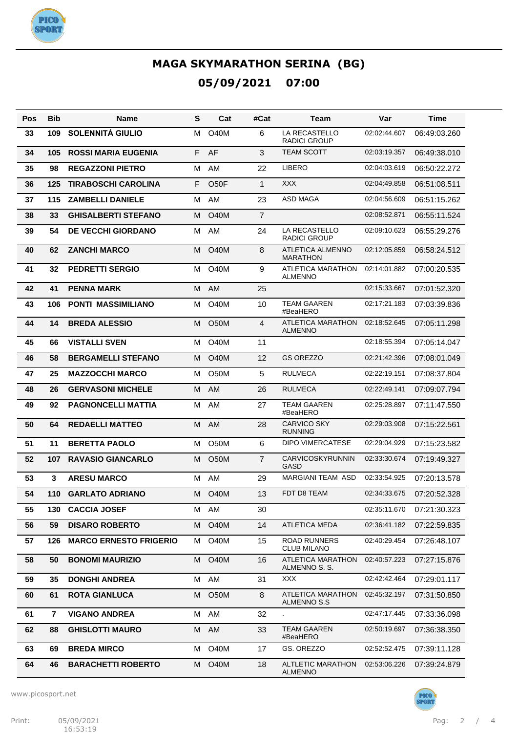# MAGA SKYMARATHON SERINA (BG)

## 05/09/2021 07:00

| Pos | Bib | Name | S | Cat | #Cat | Team | Var | Time |
|---|---|---|---|---|---|---|---|---|
| 33 | 109 | **SOLENNITÁ GIULIO** | M | O40M | 6 | LA RECASTELLO RADICI GROUP | 02:02:44.607 | 06:49:03.260 |
| 34 | 105 | **ROSSI MARIA EUGENIA** | F | AF | 3 | TEAM SCOTT | 02:03:19.357 | 06:49:38.010 |
| 35 | 98 | **REGAZZONI PIETRO** | M | AM | 22 | LIBERO | 02:04:03.619 | 06:50:22.272 |
| 36 | 125 | **TIRABOSCHI CAROLINA** | F | O50F | 1 | XXX | 02:04:49.858 | 06:51:08.511 |
| 37 | 115 | **ZAMBELLI DANIELE** | M | AM | 23 | ASD MAGA | 02:04:56.609 | 06:51:15.262 |
| 38 | 33 | **GHISALBERTI STEFANO** | M | O40M | 7 | | 02:08:52.871 | 06:55:11.524 |
| 39 | 54 | **DE VECCHI GIORDANO** | M | AM | 24 | LA RECASTELLO RADICI GROUP | 02:09:10.623 | 06:55:29.276 |
| 40 | 62 | **ZANCHI MARCO** | M | O40M | 8 | ATLETICA ALMENNO MARATHON | 02:12:05.859 | 06:58:24.512 |
| 41 | 32 | **PEDRETTI SERGIO** | M | O40M | 9 | ATLETICA MARATHON ALMENNO | 02:14:01.882 | 07:00:20.535 |
| 42 | 41 | **PENNA MARK** | M | AM | 25 | | 02:15:33.667 | 07:01:52.320 |
| 43 | 106 | **PONTI MASSIMILIANO** | M | O40M | 10 | TEAM GAAREN #BeaHERO | 02:17:21.183 | 07:03:39.836 |
| 44 | 14 | **BREDA ALESSIO** | M | O50M | 4 | ATLETICA MARATHON ALMENNO | 02:18:52.645 | 07:05:11.298 |
| 45 | 66 | **VISTALLI SVEN** | M | O40M | 11 | | 02:18:55.394 | 07:05:14.047 |
| 46 | 58 | **BERGAMELLI STEFANO** | M | O40M | 12 | GS OREZZO | 02:21:42.396 | 07:08:01.049 |
| 47 | 25 | **MAZZOCCHI MARCO** | M | O50M | 5 | RULMECA | 02:22:19.151 | 07:08:37.804 |
| 48 | 26 | **GERVASONI MICHELE** | M | AM | 26 | RULMECA | 02:22:49.141 | 07:09:07.794 |
| 49 | 92 | **PAGNONCELLI MATTIA** | M | AM | 27 | TEAM GAAREN #BeaHERO | 02:25:28.897 | 07:11:47.550 |
| 50 | 64 | **REDAELLI MATTEO** | M | AM | 28 | CARVICO SKY RUNNING | 02:29:03.908 | 07:15:22.561 |
| 51 | 11 | **BERETTA PAOLO** | M | O50M | 6 | DIPO VIMERCATESE | 02:29:04.929 | 07:15:23.582 |
| 52 | 107 | **RAVASIO GIANCARLO** | M | O50M | 7 | CARVICOSKYRUNNIN GASD | 02:33:30.674 | 07:19:49.327 |
| 53 | 3 | **ARESU MARCO** | M | AM | 29 | MARGIANI TEAM ASD | 02:33:54.925 | 07:20:13.578 |
| 54 | 110 | **GARLATO ADRIANO** | M | O40M | 13 | FDT D8 TEAM | 02:34:33.675 | 07:20:52.328 |
| 55 | 130 | **CACCIA JOSEF** | M | AM | 30 | | 02:35:11.670 | 07:21:30.323 |
| 56 | 59 | **DISARO ROBERTO** | M | O40M | 14 | ATLETICA MEDA | 02:36:41.182 | 07:22:59.835 |
| 57 | 126 | **MARCO ERNESTO FRIGERIO** | M | O40M | 15 | ROAD RUNNERS CLUB MILANO | 02:40:29.454 | 07:26:48.107 |
| 58 | 50 | **BONOMI MAURIZIO** | M | O40M | 16 | ATLETICA MARATHON ALMENNO S. S. | 02:40:57.223 | 07:27:15.876 |
| 59 | 35 | **DONGHI ANDREA** | M | AM | 31 | XXX | 02:42:42.464 | 07:29:01.117 |
| 60 | 61 | **ROTA GIANLUCA** | M | O50M | 8 | ATLETICA MARATHON ALMENNO S.S | 02:45:32.197 | 07:31:50.850 |
| 61 | 7 | **VIGANO ANDREA** | M | AM | 32 | . | 02:47:17.445 | 07:33:36.098 |
| 62 | 88 | **GHISLOTTI MAURO** | M | AM | 33 | TEAM GAAREN #BeaHERO | 02:50:19.697 | 07:36:38.350 |
| 63 | 69 | **BREDA MIRCO** | M | O40M | 17 | GS. OREZZO | 02:52:52.475 | 07:39:11.128 |
| 64 | 46 | **BARACHETTI ROBERTO** | M | O40M | 18 | ALTLETIC MARATHON ALMENNO | 02:53:06.226 | 07:39:24.879 |

www.picosport.net

Print: 05/09/2021 16:53:19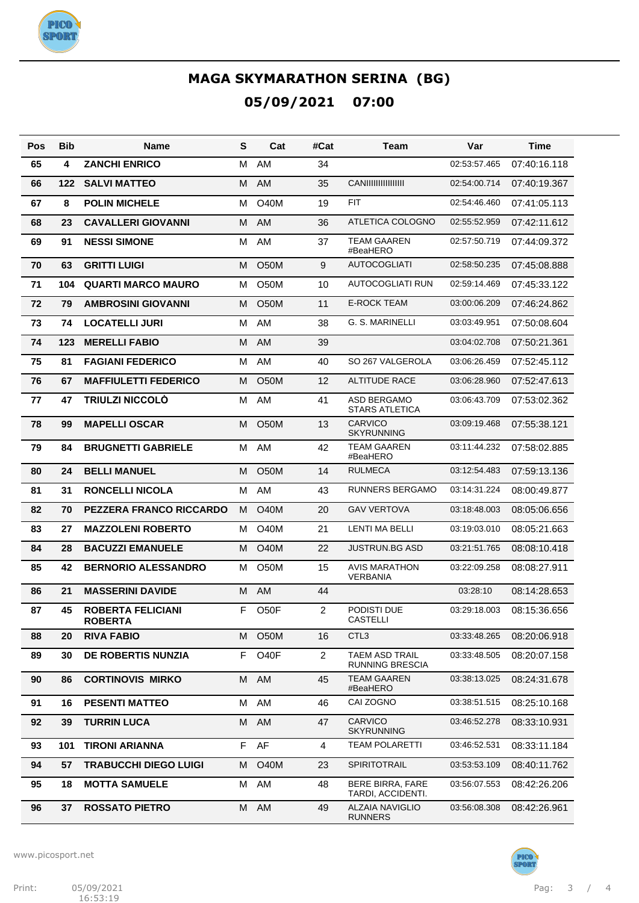# MAGA SKYMARATHON SERINA (BG)

## 05/09/2021 07:00

| Pos | Bib | Name | S | Cat | #Cat | Team | Var | Time |
|---|---|---|---|---|---|---|---|---|
| 65 | 4 | ZANCHI ENRICO | M | AM | 34 | | 02:53:57.465 | 07:40:16.118 |
| 66 | 122 | SALVI MATTEO | M | AM | 35 | CANIIIIIIIIIIIIIII | 02:54:00.714 | 07:40:19.367 |
| 67 | 8 | POLIN MICHELE | M | O40M | 19 | FIT | 02:54:46.460 | 07:41:05.113 |
| 68 | 23 | CAVALLERI GIOVANNI | M | AM | 36 | ATLETICA COLOGNO | 02:55:52.959 | 07:42:11.612 |
| 69 | 91 | NESSI SIMONE | M | AM | 37 | TEAM GAAREN #BeaHERO | 02:57:50.719 | 07:44:09.372 |
| 70 | 63 | GRITTI LUIGI | M | O50M | 9 | AUTOCOGLIATI | 02:58:50.235 | 07:45:08.888 |
| 71 | 104 | QUARTI MARCO MAURO | M | O50M | 10 | AUTOCOGLIATI RUN | 02:59:14.469 | 07:45:33.122 |
| 72 | 79 | AMBROSINI GIOVANNI | M | O50M | 11 | E-ROCK TEAM | 03:00:06.209 | 07:46:24.862 |
| 73 | 74 | LOCATELLI JURI | M | AM | 38 | G. S. MARINELLI | 03:03:49.951 | 07:50:08.604 |
| 74 | 123 | MERELLI FABIO | M | AM | 39 | | 03:04:02.708 | 07:50:21.361 |
| 75 | 81 | FAGIANI FEDERICO | M | AM | 40 | SO 267 VALGEROLA | 03:06:26.459 | 07:52:45.112 |
| 76 | 67 | MAFFIULETTI FEDERICO | M | O50M | 12 | ALTITUDE RACE | 03:06:28.960 | 07:52:47.613 |
| 77 | 47 | TRIULZI NICCOLÒ | M | AM | 41 | ASD BERGAMO STARS ATLETICA | 03:06:43.709 | 07:53:02.362 |
| 78 | 99 | MAPELLI OSCAR | M | O50M | 13 | CARVICO SKYRUNNING | 03:09:19.468 | 07:55:38.121 |
| 79 | 84 | BRUGNETTI GABRIELE | M | AM | 42 | TEAM GAAREN #BeaHERO | 03:11:44.232 | 07:58:02.885 |
| 80 | 24 | BELLI MANUEL | M | O50M | 14 | RULMECA | 03:12:54.483 | 07:59:13.136 |
| 81 | 31 | RONCELLI NICOLA | M | AM | 43 | RUNNERS BERGAMO | 03:14:31.224 | 08:00:49.877 |
| 82 | 70 | PEZZERA FRANCO RICCARDO | M | O40M | 20 | GAV VERTOVA | 03:18:48.003 | 08:05:06.656 |
| 83 | 27 | MAZZOLENI ROBERTO | M | O40M | 21 | LENTI MA BELLI | 03:19:03.010 | 08:05:21.663 |
| 84 | 28 | BACUZZI EMANUELE | M | O40M | 22 | JUSTRUN.BG ASD | 03:21:51.765 | 08:08:10.418 |
| 85 | 42 | BERNORIO ALESSANDRO | M | O50M | 15 | AVIS MARATHON VERBANIA | 03:22:09.258 | 08:08:27.911 |
| 86 | 21 | MASSERINI DAVIDE | M | AM | 44 | | 03:28:10 | 08:14:28.653 |
| 87 | 45 | ROBERTA FELICIANI ROBERTA | F | O50F | 2 | PODISTI DUE CASTELLI | 03:29:18.003 | 08:15:36.656 |
| 88 | 20 | RIVA FABIO | M | O50M | 16 | CTL3 | 03:33:48.265 | 08:20:06.918 |
| 89 | 30 | DE ROBERTIS NUNZIA | F | O40F | 2 | TAEM ASD TRAIL RUNNING BRESCIA | 03:33:48.505 | 08:20:07.158 |
| 90 | 86 | CORTINOVIS MIRKO | M | AM | 45 | TEAM GAAREN #BeaHERO | 03:38:13.025 | 08:24:31.678 |
| 91 | 16 | PESENTI MATTEO | M | AM | 46 | CAI ZOGNO | 03:38:51.515 | 08:25:10.168 |
| 92 | 39 | TURRIN LUCA | M | AM | 47 | CARVICO SKYRUNNING | 03:46:52.278 | 08:33:10.931 |
| 93 | 101 | TIRONI ARIANNA | F | AF | 4 | TEAM POLARETTI | 03:46:52.531 | 08:33:11.184 |
| 94 | 57 | TRABUCCHI DIEGO LUIGI | M | O40M | 23 | SPIRITOTRAIL | 03:53:53.109 | 08:40:11.762 |
| 95 | 18 | MOTTA SAMUELE | M | AM | 48 | BERE BIRRA, FARE TARDI, ACCIDENTI. | 03:56:07.553 | 08:42:26.206 |
| 96 | 37 | ROSSATO PIETRO | M | AM | 49 | ALZAIA NAVIGLIO RUNNERS | 03:56:08.308 | 08:42:26.961 |

www.picosport.net

Print: 05/09/2021 16:53:19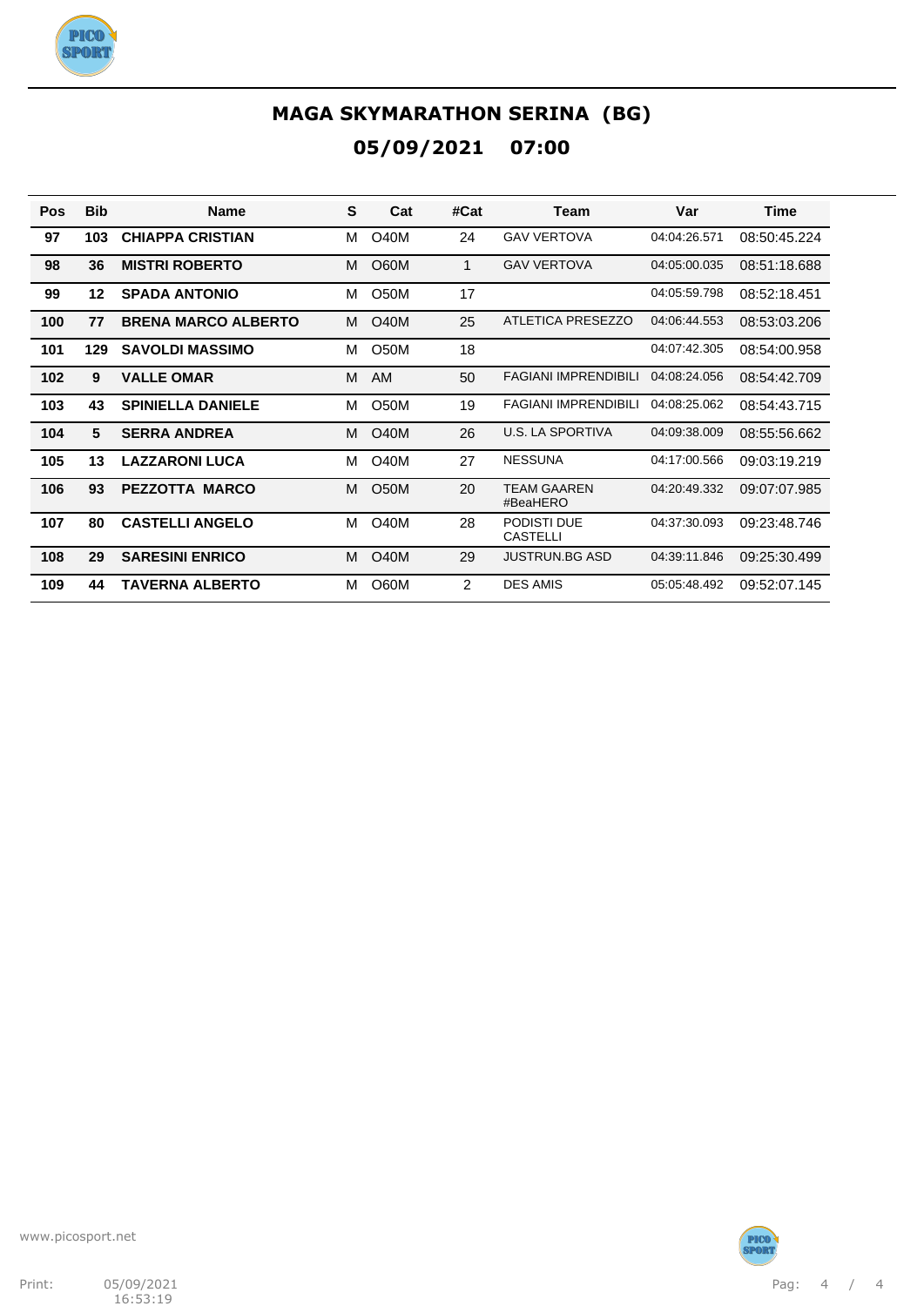# MAGA SKYMARATHON SERINA (BG)

## 05/09/2021 07:00

| Pos | Bib | Name | S | Cat | #Cat | Team | Var | Time |
|---|---|---|---|---|---|---|---|---|
| 97 | 103 | **CHIAPPA CRISTIAN** | M | O40M | 24 | GAV VERTOVA | 04:04:26.571 | 08:50:45.224 |
| 98 | 36 | **MISTRI ROBERTO** | M | O60M | 1 | GAV VERTOVA | 04:05:00.035 | 08:51:18.688 |
| 99 | 12 | **SPADA ANTONIO** | M | O50M | 17 | | 04:05:59.798 | 08:52:18.451 |
| 100 | 77 | **BRENA MARCO ALBERTO** | M | O40M | 25 | ATLETICA PRESEZZO | 04:06:44.553 | 08:53:03.206 |
| 101 | 129 | **SAVOLDI MASSIMO** | M | O50M | 18 | | 04:07:42.305 | 08:54:00.958 |
| 102 | 9 | **VALLE OMAR** | M | AM | 50 | FAGIANI IMPRENDIBILI | 04:08:24.056 | 08:54:42.709 |
| 103 | 43 | **SPINIELLA DANIELE** | M | O50M | 19 | FAGIANI IMPRENDIBILI | 04:08:25.062 | 08:54:43.715 |
| 104 | 5 | **SERRA ANDREA** | M | O40M | 26 | U.S. LA SPORTIVA | 04:09:38.009 | 08:55:56.662 |
| 105 | 13 | **LAZZARONI LUCA** | M | O40M | 27 | NESSUNA | 04:17:00.566 | 09:03:19.219 |
| 106 | 93 | **PEZZOTTA MARCO** | M | O50M | 20 | TEAM GAAREN #BeaHERO | 04:20:49.332 | 09:07:07.985 |
| 107 | 80 | **CASTELLI ANGELO** | M | O40M | 28 | PODISTI DUE CASTELLI | 04:37:30.093 | 09:23:48.746 |
| 108 | 29 | **SARESINI ENRICO** | M | O40M | 29 | JUSTRUN.BG ASD | 04:39:11.846 | 09:25:30.499 |
| 109 | 44 | **TAVERNA ALBERTO** | M | O60M | 2 | DES AMIS | 05:05:48.492 | 09:52:07.145 |

www.picosport.net

Print: 05/09/2021 16:53:19